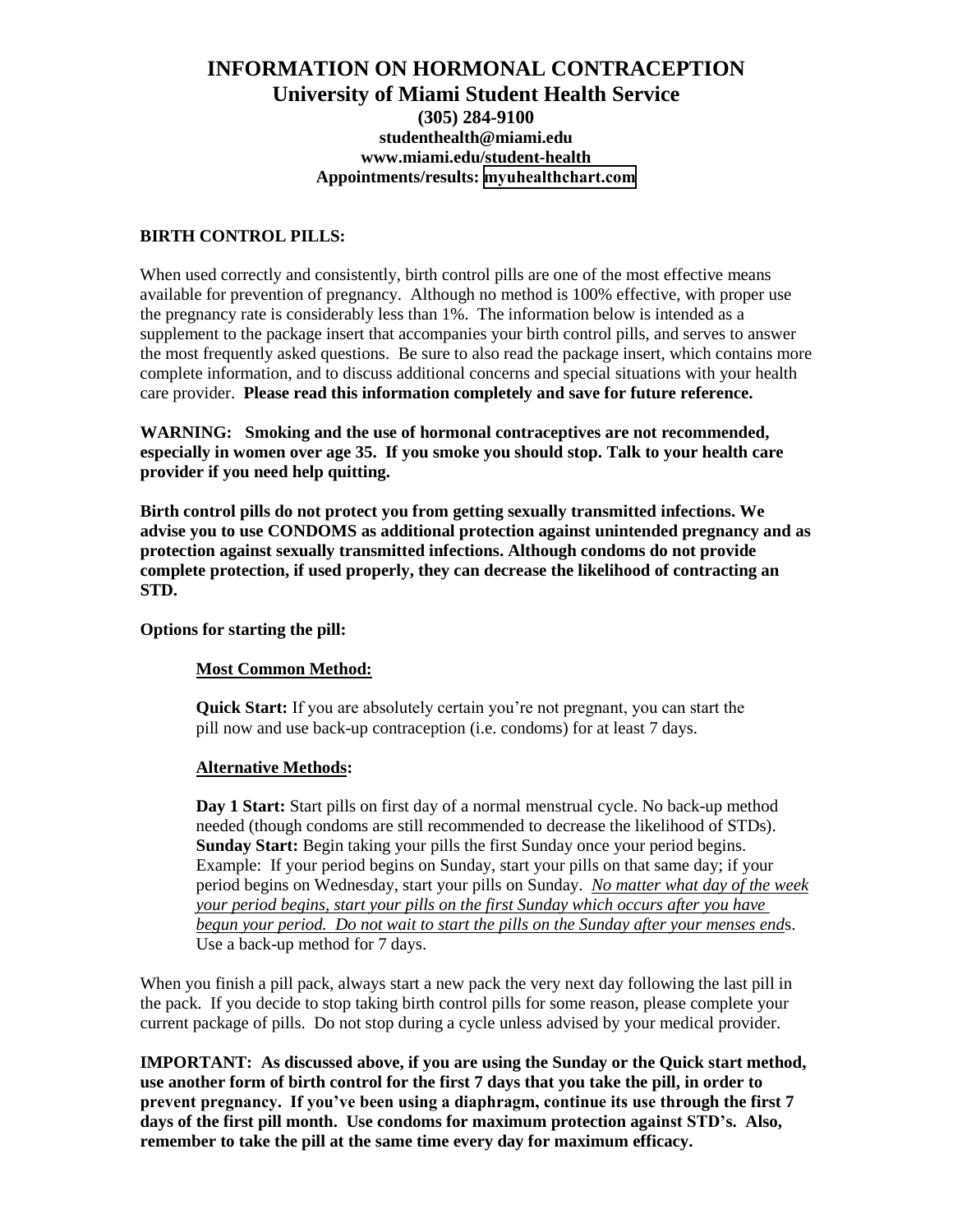# INFORMATION ON HORMONAL CONTRACEPTION

## University of Miami Student Health Service

**(305) 284-9100**
**studenthealth@miami.edu**
**www.miami.edu/student-health**
**Appointments/results: myuhealthchart.com**

### BIRTH CONTROL PILLS:

When used correctly and consistently, birth control pills are one of the most effective means available for prevention of pregnancy. Although no method is 100% effective, with proper use the pregnancy rate is considerably less than 1%. The information below is intended as a supplement to the package insert that accompanies your birth control pills, and serves to answer the most frequently asked questions. Be sure to also read the package insert, which contains more complete information, and to discuss additional concerns and special situations with your health care provider. **Please read this information completely and save for future reference.**

**WARNING: Smoking and the use of hormonal contraceptives are not recommended, especially in women over age 35. If you smoke you should stop. Talk to your health care provider if you need help quitting.**

**Birth control pills do not protect you from getting sexually transmitted infections. We advise you to use CONDOMS as additional protection against unintended pregnancy and as protection against sexually transmitted infections. Although condoms do not provide complete protection, if used properly, they can decrease the likelihood of contracting an STD.**

**Options for starting the pill:**

**Most Common Method:**

**Quick Start:** If you are absolutely certain you're not pregnant, you can start the pill now and use back-up contraception (i.e. condoms) for at least 7 days.

**Alternative Methods:**

**Day 1 Start:** Start pills on first day of a normal menstrual cycle. No back-up method needed (though condoms are still recommended to decrease the likelihood of STDs).
**Sunday Start:** Begin taking your pills the first Sunday once your period begins. Example: If your period begins on Sunday, start your pills on that same day; if your period begins on Wednesday, start your pills on Sunday. *No matter what day of the week your period begins, start your pills on the first Sunday which occurs after you have begun your period. Do not wait to start the pills on the Sunday after your menses ends*. Use a back-up method for 7 days.

When you finish a pill pack, always start a new pack the very next day following the last pill in the pack. If you decide to stop taking birth control pills for some reason, please complete your current package of pills. Do not stop during a cycle unless advised by your medical provider.

**IMPORTANT: As discussed above, if you are using the Sunday or the Quick start method, use another form of birth control for the first 7 days that you take the pill, in order to prevent pregnancy. If you've been using a diaphragm, continue its use through the first 7 days of the first pill month. Use condoms for maximum protection against STD's. Also, remember to take the pill at the same time every day for maximum efficacy.**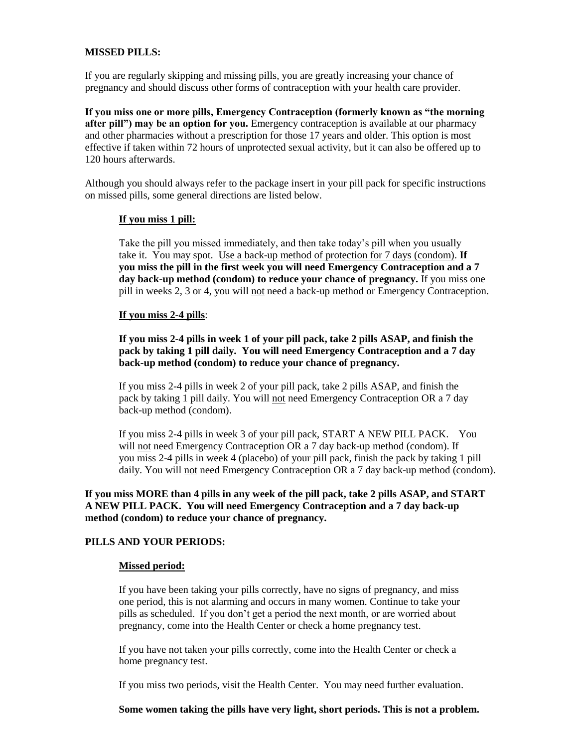**MISSED PILLS:**

If you are regularly skipping and missing pills, you are greatly increasing your chance of pregnancy and should discuss other forms of contraception with your health care provider.

**If you miss one or more pills, Emergency Contraception (formerly known as "the morning after pill") may be an option for you.** Emergency contraception is available at our pharmacy and other pharmacies without a prescription for those 17 years and older. This option is most effective if taken within 72 hours of unprotected sexual activity, but it can also be offered up to 120 hours afterwards.

Although you should always refer to the package insert in your pill pack for specific instructions on missed pills, some general directions are listed below.

**If you miss 1 pill:**

Take the pill you missed immediately, and then take today's pill when you usually take it. You may spot. Use a back-up method of protection for 7 days (condom). **If you miss the pill in the first week you will need Emergency Contraception and a 7 day back-up method (condom) to reduce your chance of pregnancy.** If you miss one pill in weeks 2, 3 or 4, you will not need a back-up method or Emergency Contraception.

**If you miss 2-4 pills**:

**If you miss 2-4 pills in week 1 of your pill pack, take 2 pills ASAP, and finish the pack by taking 1 pill daily. You will need Emergency Contraception and a 7 day back-up method (condom) to reduce your chance of pregnancy.**

If you miss 2-4 pills in week 2 of your pill pack, take 2 pills ASAP, and finish the pack by taking 1 pill daily. You will not need Emergency Contraception OR a 7 day back-up method (condom).

If you miss 2-4 pills in week 3 of your pill pack, START A NEW PILL PACK. You will not need Emergency Contraception OR a 7 day back-up method (condom). If you miss 2-4 pills in week 4 (placebo) of your pill pack, finish the pack by taking 1 pill daily. You will not need Emergency Contraception OR a 7 day back-up method (condom).

**If you miss MORE than 4 pills in any week of the pill pack, take 2 pills ASAP, and START A NEW PILL PACK. You will need Emergency Contraception and a 7 day back-up method (condom) to reduce your chance of pregnancy.**

**PILLS AND YOUR PERIODS:**

**Missed period:**

If you have been taking your pills correctly, have no signs of pregnancy, and miss one period, this is not alarming and occurs in many women. Continue to take your pills as scheduled. If you don't get a period the next month, or are worried about pregnancy, come into the Health Center or check a home pregnancy test.

If you have not taken your pills correctly, come into the Health Center or check a home pregnancy test.

If you miss two periods, visit the Health Center. You may need further evaluation.

**Some women taking the pills have very light, short periods. This is not a problem.**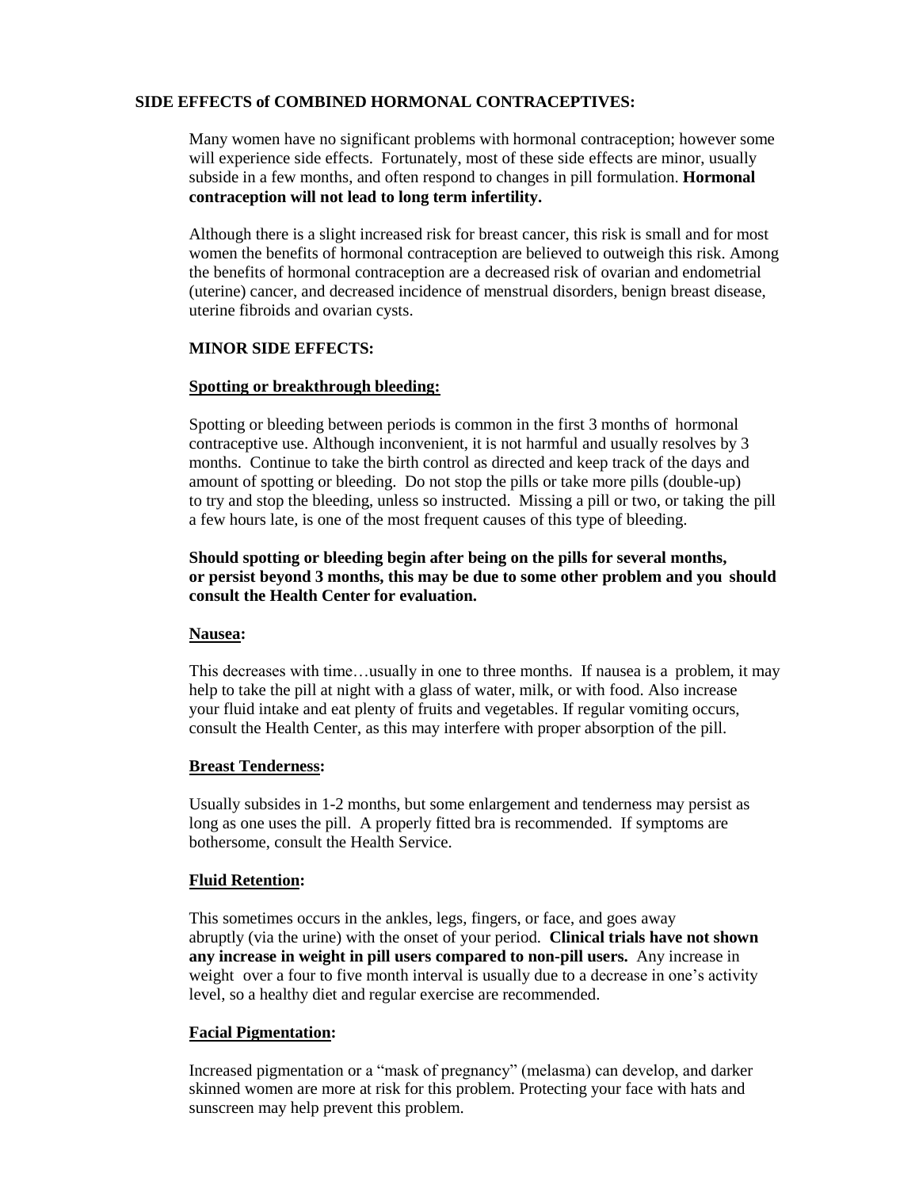## SIDE EFFECTS of COMBINED HORMONAL CONTRACEPTIVES:

Many women have no significant problems with hormonal contraception; however some will experience side effects. Fortunately, most of these side effects are minor, usually subside in a few months, and often respond to changes in pill formulation. **Hormonal contraception will not lead to long term infertility.**

Although there is a slight increased risk for breast cancer, this risk is small and for most women the benefits of hormonal contraception are believed to outweigh this risk. Among the benefits of hormonal contraception are a decreased risk of ovarian and endometrial (uterine) cancer, and decreased incidence of menstrual disorders, benign breast disease, uterine fibroids and ovarian cysts.

### MINOR SIDE EFFECTS:

#### Spotting or breakthrough bleeding:

Spotting or bleeding between periods is common in the first 3 months of hormonal contraceptive use. Although inconvenient, it is not harmful and usually resolves by 3 months. Continue to take the birth control as directed and keep track of the days and amount of spotting or bleeding. Do not stop the pills or take more pills (double-up) to try and stop the bleeding, unless so instructed. Missing a pill or two, or taking the pill a few hours late, is one of the most frequent causes of this type of bleeding.

**Should spotting or bleeding begin after being on the pills for several months, or persist beyond 3 months, this may be due to some other problem and you should consult the Health Center for evaluation.**

#### Nausea:

This decreases with time…usually in one to three months. If nausea is a problem, it may help to take the pill at night with a glass of water, milk, or with food. Also increase your fluid intake and eat plenty of fruits and vegetables. If regular vomiting occurs, consult the Health Center, as this may interfere with proper absorption of the pill.

#### Breast Tenderness:

Usually subsides in 1-2 months, but some enlargement and tenderness may persist as long as one uses the pill. A properly fitted bra is recommended. If symptoms are bothersome, consult the Health Service.

#### Fluid Retention:

This sometimes occurs in the ankles, legs, fingers, or face, and goes away abruptly (via the urine) with the onset of your period. **Clinical trials have not shown any increase in weight in pill users compared to non-pill users.** Any increase in weight over a four to five month interval is usually due to a decrease in one's activity level, so a healthy diet and regular exercise are recommended.

#### Facial Pigmentation:

Increased pigmentation or a "mask of pregnancy" (melasma) can develop, and darker skinned women are more at risk for this problem. Protecting your face with hats and sunscreen may help prevent this problem.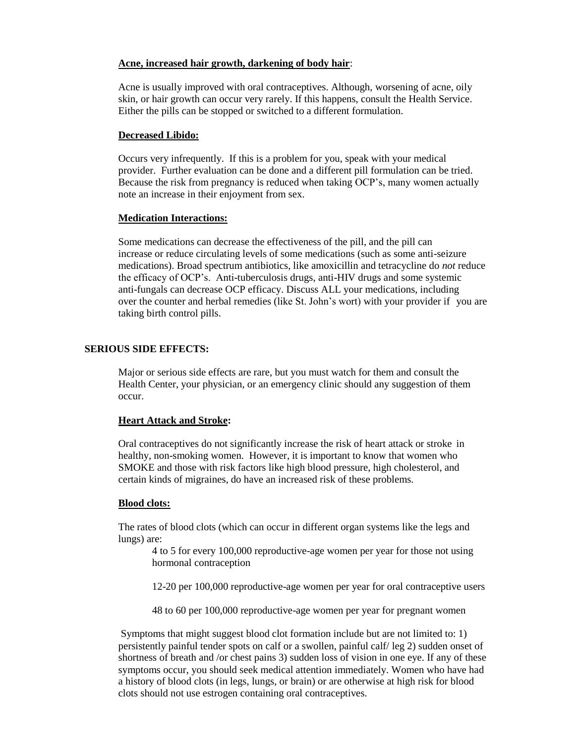**Acne, increased hair growth, darkening of body hair**:

Acne is usually improved with oral contraceptives. Although, worsening of acne, oily skin, or hair growth can occur very rarely. If this happens, consult the Health Service. Either the pills can be stopped or switched to a different formulation.

**Decreased Libido:**

Occurs very infrequently. If this is a problem for you, speak with your medical provider. Further evaluation can be done and a different pill formulation can be tried. Because the risk from pregnancy is reduced when taking OCP's, many women actually note an increase in their enjoyment from sex.

**Medication Interactions:**

Some medications can decrease the effectiveness of the pill, and the pill can increase or reduce circulating levels of some medications (such as some anti-seizure medications). Broad spectrum antibiotics, like amoxicillin and tetracycline do *not* reduce the efficacy of OCP's. Anti-tuberculosis drugs, anti-HIV drugs and some systemic anti-fungals can decrease OCP efficacy. Discuss ALL your medications, including over the counter and herbal remedies (like St. John's wort) with your provider if you are taking birth control pills.

## SERIOUS SIDE EFFECTS:

Major or serious side effects are rare, but you must watch for them and consult the Health Center, your physician, or an emergency clinic should any suggestion of them occur.

**Heart Attack and Stroke:**

Oral contraceptives do not significantly increase the risk of heart attack or stroke in healthy, non-smoking women. However, it is important to know that women who SMOKE and those with risk factors like high blood pressure, high cholesterol, and certain kinds of migraines, do have an increased risk of these problems.

**Blood clots:**

The rates of blood clots (which can occur in different organ systems like the legs and lungs) are:

4 to 5 for every 100,000 reproductive-age women per year for those not using hormonal contraception

12-20 per 100,000 reproductive-age women per year for oral contraceptive users

48 to 60 per 100,000 reproductive-age women per year for pregnant women

Symptoms that might suggest blood clot formation include but are not limited to: 1) persistently painful tender spots on calf or a swollen, painful calf/ leg 2) sudden onset of shortness of breath and /or chest pains 3) sudden loss of vision in one eye. If any of these symptoms occur, you should seek medical attention immediately. Women who have had a history of blood clots (in legs, lungs, or brain) or are otherwise at high risk for blood clots should not use estrogen containing oral contraceptives.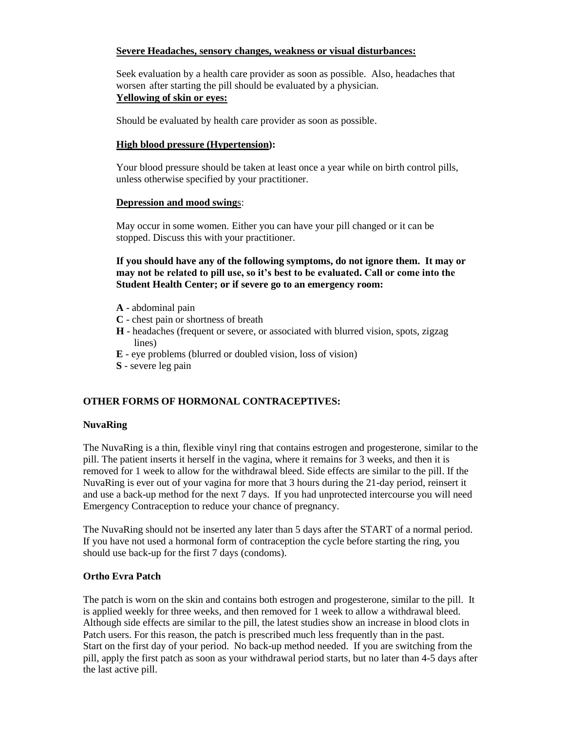**Severe Headaches, sensory changes, weakness or visual disturbances:**

Seek evaluation by a health care provider as soon as possible. Also, headaches that worsen after starting the pill should be evaluated by a physician.

**Yellowing of skin or eyes:**

Should be evaluated by health care provider as soon as possible.

**High blood pressure (Hypertension):**

Your blood pressure should be taken at least once a year while on birth control pills, unless otherwise specified by your practitioner.

**Depression and mood swings:**

May occur in some women. Either you can have your pill changed or it can be stopped. Discuss this with your practitioner.

**If you should have any of the following symptoms, do not ignore them. It may or may not be related to pill use, so it's best to be evaluated. Call or come into the Student Health Center; or if severe go to an emergency room:**

**A** - abdominal pain
**C** - chest pain or shortness of breath
**H** - headaches (frequent or severe, or associated with blurred vision, spots, zigzag lines)
**E** - eye problems (blurred or doubled vision, loss of vision)
**S** - severe leg pain

## OTHER FORMS OF HORMONAL CONTRACEPTIVES:

### NuvaRing

The NuvaRing is a thin, flexible vinyl ring that contains estrogen and progesterone, similar to the pill. The patient inserts it herself in the vagina, where it remains for 3 weeks, and then it is removed for 1 week to allow for the withdrawal bleed. Side effects are similar to the pill. If the NuvaRing is ever out of your vagina for more that 3 hours during the 21-day period, reinsert it and use a back-up method for the next 7 days. If you had unprotected intercourse you will need Emergency Contraception to reduce your chance of pregnancy.

The NuvaRing should not be inserted any later than 5 days after the START of a normal period. If you have not used a hormonal form of contraception the cycle before starting the ring, you should use back-up for the first 7 days (condoms).

### Ortho Evra Patch

The patch is worn on the skin and contains both estrogen and progesterone, similar to the pill. It is applied weekly for three weeks, and then removed for 1 week to allow a withdrawal bleed. Although side effects are similar to the pill, the latest studies show an increase in blood clots in Patch users. For this reason, the patch is prescribed much less frequently than in the past. Start on the first day of your period. No back-up method needed. If you are switching from the pill, apply the first patch as soon as your withdrawal period starts, but no later than 4-5 days after the last active pill.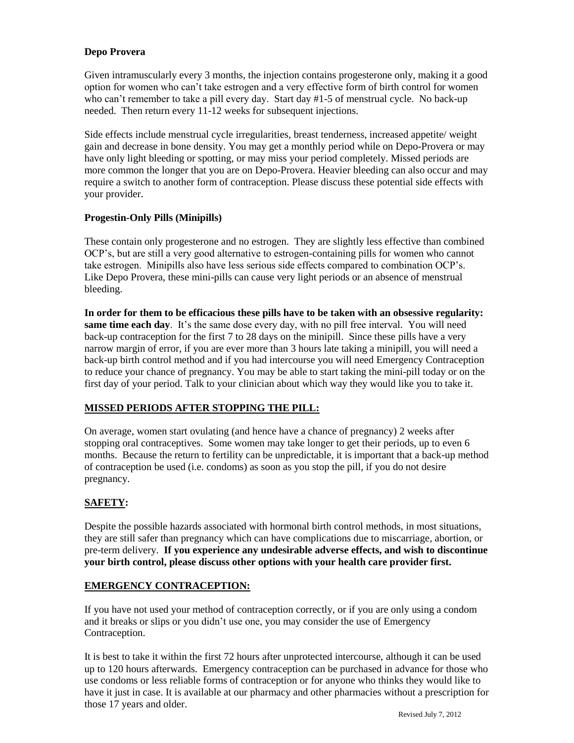**Depo Provera**

Given intramuscularly every 3 months, the injection contains progesterone only, making it a good option for women who can't take estrogen and a very effective form of birth control for women who can't remember to take a pill every day. Start day #1-5 of menstrual cycle. No back-up needed. Then return every 11-12 weeks for subsequent injections.

Side effects include menstrual cycle irregularities, breast tenderness, increased appetite/ weight gain and decrease in bone density. You may get a monthly period while on Depo-Provera or may have only light bleeding or spotting, or may miss your period completely. Missed periods are more common the longer that you are on Depo-Provera. Heavier bleeding can also occur and may require a switch to another form of contraception. Please discuss these potential side effects with your provider.

**Progestin-Only Pills (Minipills)**

These contain only progesterone and no estrogen. They are slightly less effective than combined OCP's, but are still a very good alternative to estrogen-containing pills for women who cannot take estrogen. Minipills also have less serious side effects compared to combination OCP's. Like Depo Provera, these mini-pills can cause very light periods or an absence of menstrual bleeding.

**In order for them to be efficacious these pills have to be taken with an obsessive regularity: same time each day**. It's the same dose every day, with no pill free interval. You will need back-up contraception for the first 7 to 28 days on the minipill. Since these pills have a very narrow margin of error, if you are ever more than 3 hours late taking a minipill, you will need a back-up birth control method and if you had intercourse you will need Emergency Contraception to reduce your chance of pregnancy. You may be able to start taking the mini-pill today or on the first day of your period. Talk to your clinician about which way they would like you to take it.

## MISSED PERIODS AFTER STOPPING THE PILL:

On average, women start ovulating (and hence have a chance of pregnancy) 2 weeks after stopping oral contraceptives. Some women may take longer to get their periods, up to even 6 months. Because the return to fertility can be unpredictable, it is important that a back-up method of contraception be used (i.e. condoms) as soon as you stop the pill, if you do not desire pregnancy.

## SAFETY:

Despite the possible hazards associated with hormonal birth control methods, in most situations, they are still safer than pregnancy which can have complications due to miscarriage, abortion, or pre-term delivery. **If you experience any undesirable adverse effects, and wish to discontinue your birth control, please discuss other options with your health care provider first.**

## EMERGENCY CONTRACEPTION:

If you have not used your method of contraception correctly, or if you are only using a condom and it breaks or slips or you didn't use one, you may consider the use of Emergency Contraception.

It is best to take it within the first 72 hours after unprotected intercourse, although it can be used up to 120 hours afterwards. Emergency contraception can be purchased in advance for those who use condoms or less reliable forms of contraception or for anyone who thinks they would like to have it just in case. It is available at our pharmacy and other pharmacies without a prescription for those 17 years and older.

Revised July 7, 2012